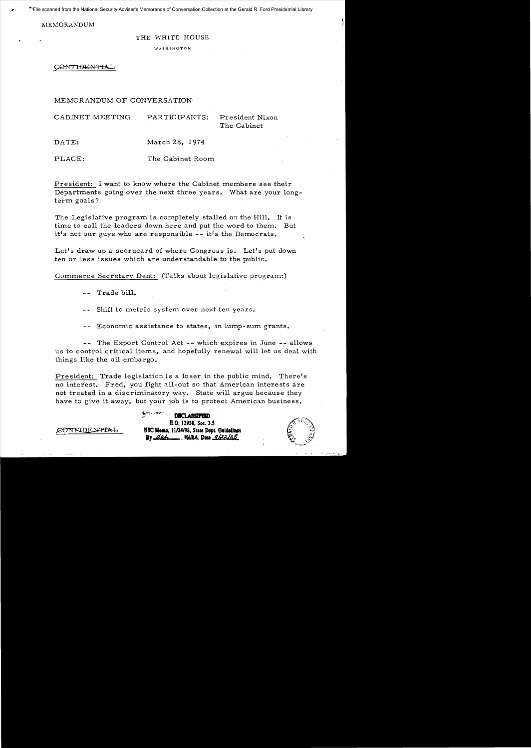File scanned from the National Security Adviser's Memoranda of Conversation Collection at the Gerald R. Ford Presidential Library

MEMORANDUM

THE WHITE HOUSE

WASHINGTON

~~CONFIDENTIAL~~

MEMORANDUM OF CONVERSATION

CABINET MEETING PARTICIPANTS: President Nixon
The Cabinet

DATE: March 28, 1974

PLACE: The Cabinet Room

President: I want to know where the Cabinet members see their Departments going over the next three years. What are your long-term goals?

The Legislative program is completely stalled on the Hill. It is time to call the leaders down here and put the word to them. But it's not our guys who are responsible -- it's the Democrats.

Let's draw up a scorecard of where Congress is. Let's put down ten or less issues which are understandable to the public.

Commerce Secretary Dent: (Talks about legislative program:)

-- Trade bill.

-- Shift to metric system over next ten years.

-- Economic assistance to states, in lump-sum grants.

-- The Export Control Act -- which expires in June -- allows us to control critical items, and hopefully renewal will let us deal with things like the oil embargo.

President: Trade legislation is a loser in the public mind. There's no interest. Fred, you fight all-out so that American interests are not treated in a discriminatory way. State will argue because they have to give it away, but your job is to protect American business.

~~CONFIDENTIAL~~

DECLASSIFIED
E.O. 12958, Sec. 3.5
NSC Memo, 11/24/98, State Dept. Guidelines
By dal, NARA, Date 9/22/05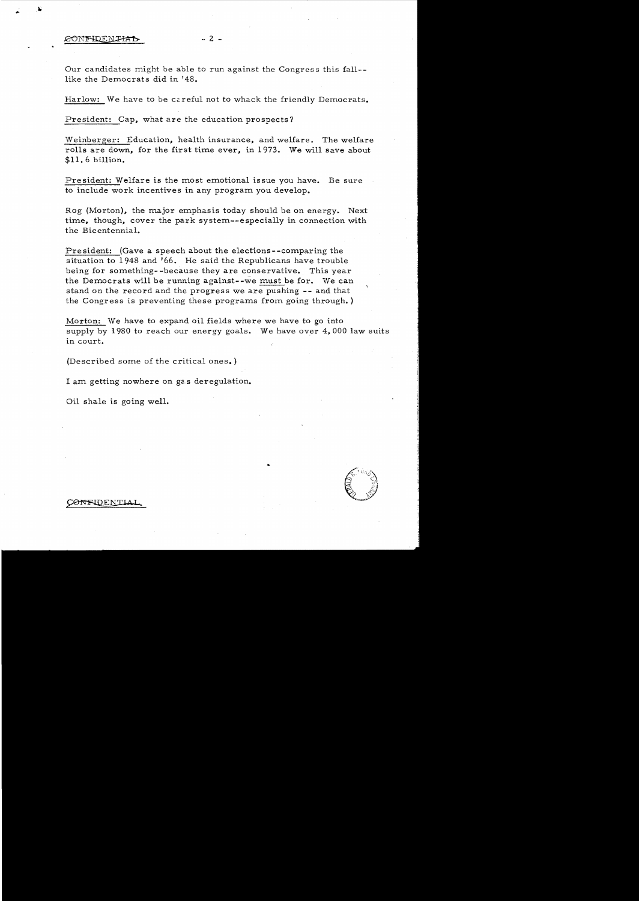CONFIDENTIAL

Our candidates might be able to run against the Congress this fall--like the Democrats did in '48.

Harlow: We have to be careful not to whack the friendly Democrats.

President: Cap, what are the education prospects?

Weinberger: Education, health insurance, and welfare. The welfare rolls are down, for the first time ever, in 1973. We will save about $11.6 billion.

President: Welfare is the most emotional issue you have. Be sure to include work incentives in any program you develop.

Rog (Morton), the major emphasis today should be on energy. Next time, though, cover the park system--especially in connection with the Bicentennial.

President: (Gave a speech about the elections--comparing the situation to 1948 and '66. He said the Republicans have trouble being for something--because they are conservative. This year the Democrats will be running against--we must be for. We can stand on the record and the progress we are pushing -- and that the Congress is preventing these programs from going through.)

Morton: We have to expand oil fields where we have to go into supply by 1980 to reach our energy goals. We have over 4,000 law suits in court.

(Described some of the critical ones.)

I am getting nowhere on gas deregulation.

Oil shale is going well.

CONFIDENTIAL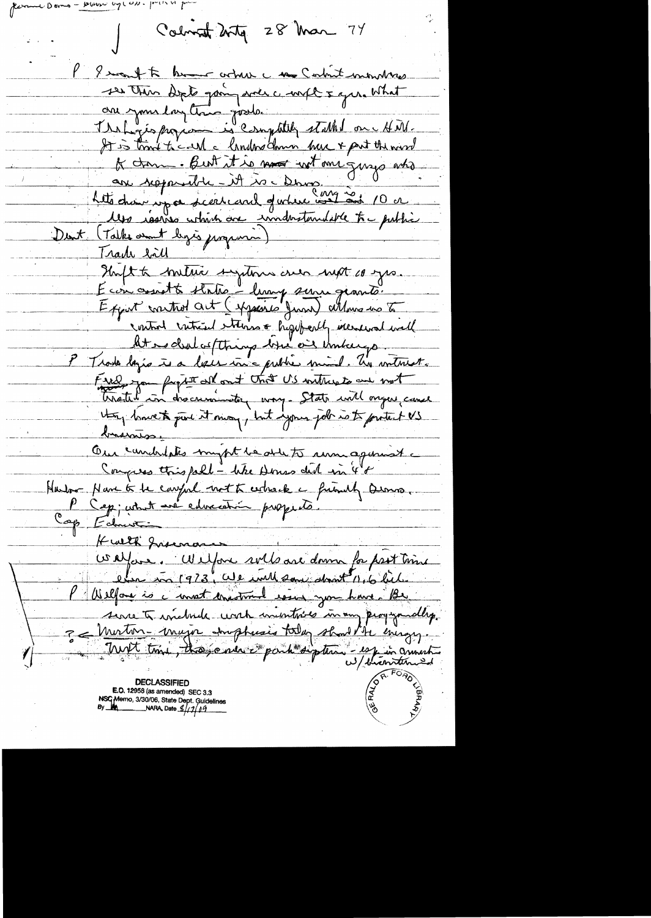Cabinet Mtg 28 Mar 74

P I want to hear where the Cabinet members see their Depts going over the next 5 yrs. What are your long time goals.

The Legis program is completely stalled on the Hill. It is time to call the leaders down here & put the word to them. But it is not our guys who are responsible — it is the Dems. Let's draw up a scorecard of where Cong is on 10 or less issues which are understandable to public.

Dent (Talks about legis program)

Trade bill

Shift to metric system over next 10 yrs.

Econ assist to states — lump sum grants.

Export control act (expires June) allows us to control critical items & hopefully renewal will let us deal w/ things like oil embargo.

P Trade legis is a loser in the public mind. No interest. Feel you push it all out that US interests are not treated in discriminatory way. State will argue, cause they have to give it away, but your job is to protect US business.

Our candidates might be able to run against the Congress this fall — like Dems did in '48.

Harlow Have to be careful not to attack the friendly Dems.

P Cap; what are education prospects.

Cap Education —

Health Insurance

Welfare. Welfare rolls are down for first time ever in 1973. We will save about 1.6 bil.

P Welfare is a most emotional issue you have. Be sure to include work incentives in any program dlp.

?< Morton — major emphasis today should be energy. Next time, the park system — esp in connection w/ bicentennial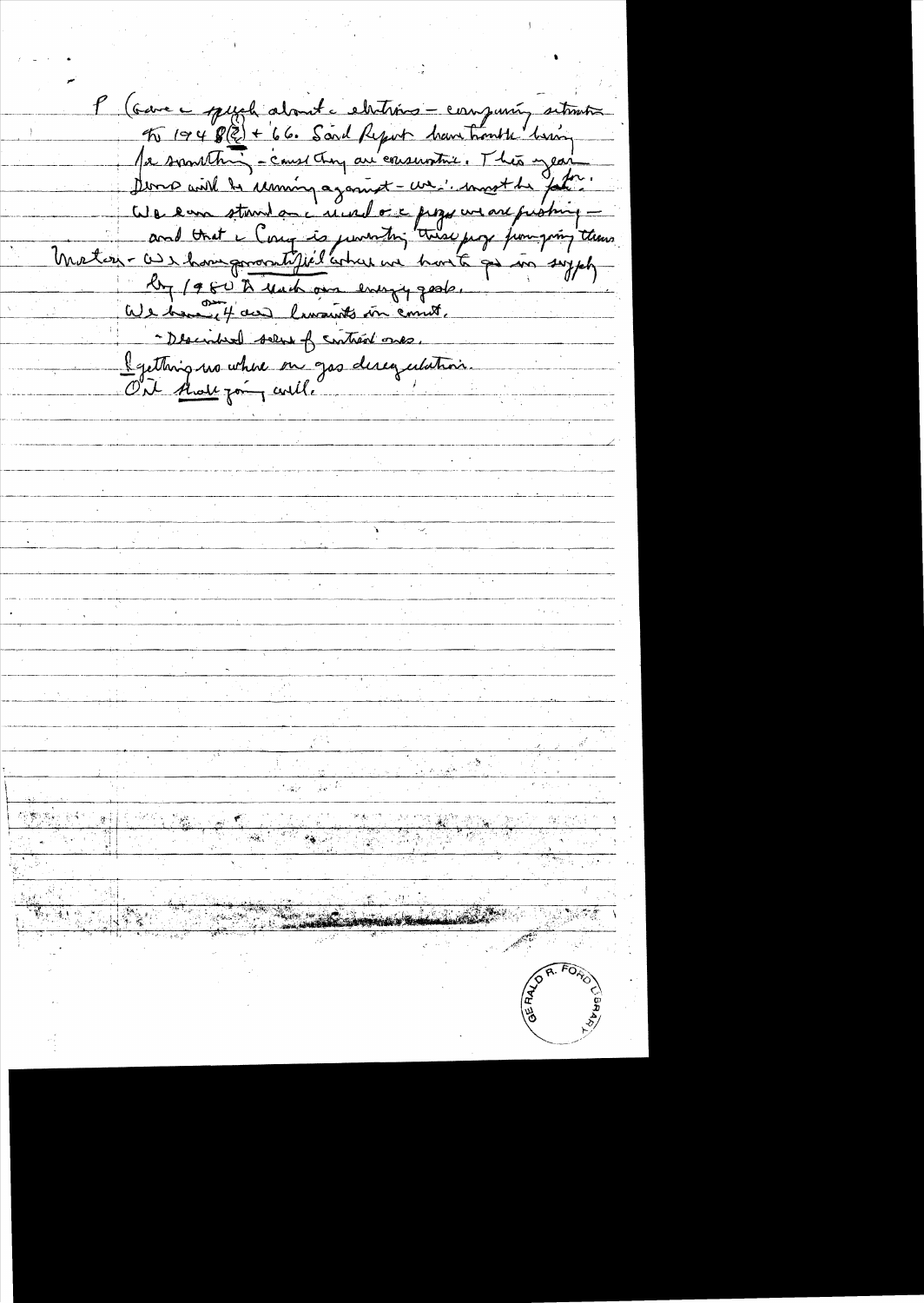P (Gave a speech about elections - comparing situation to 1948(?) + '66. Said Report have trouble being for something - cause they are conservative. This year Dems will be running against - we must be for.
We can stand on a record or a prog we are pushing - and that a Cong is preventing these progs from going thru.
Mention - We have quantified what we have to go in supply by 1980 to reach our energy goals.
We have 4 and lawsuits in court.
- Described some of critical ones.
P getting no where on gas deregulation.
Oil shale going well.